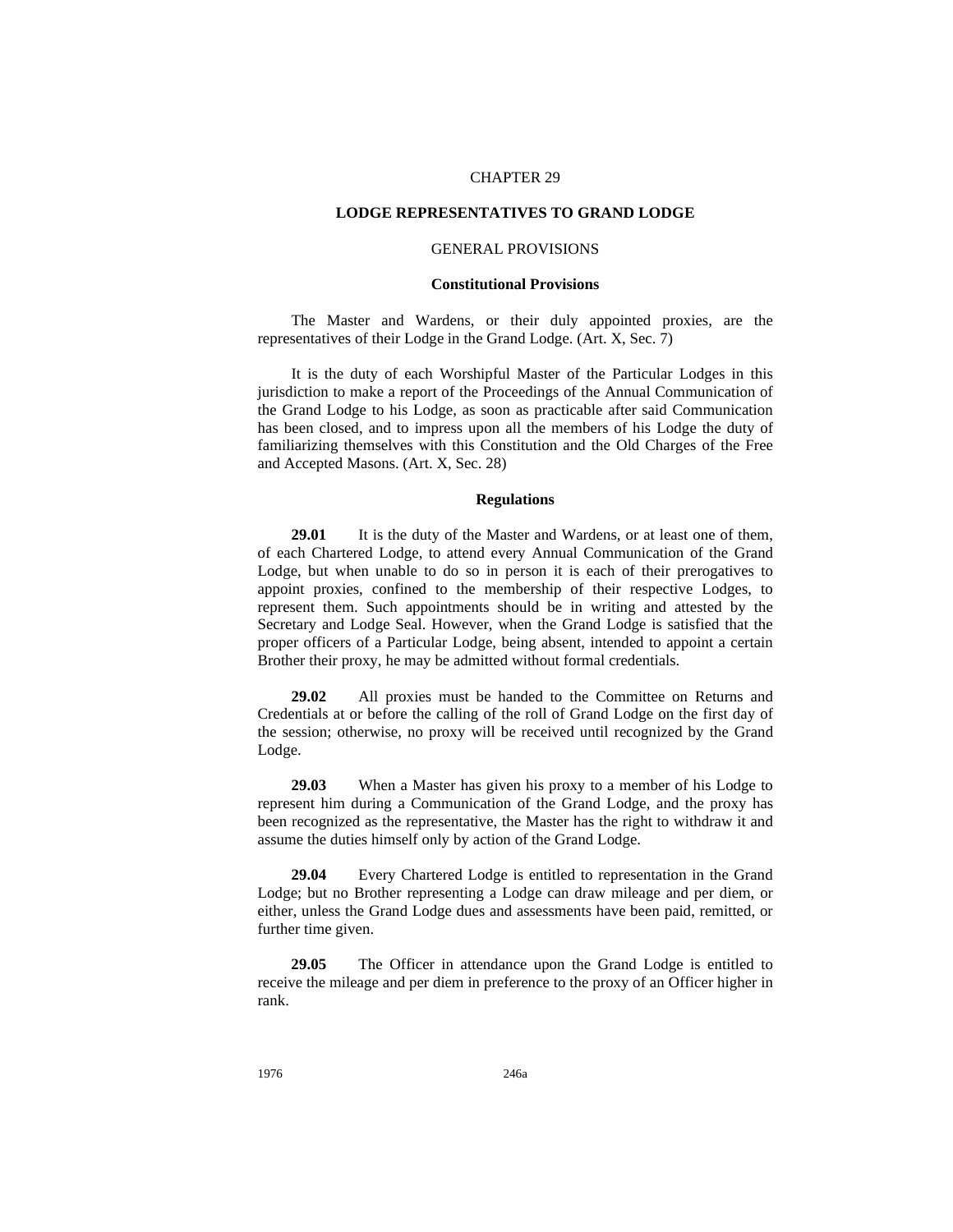CHAPTER 29

# LODGE REPRESENTATIVES TO GRAND LODGE

## GENERAL PROVISIONS

### Constitutional Provisions

The Master and Wardens, or their duly appointed proxies, are the representatives of their Lodge in the Grand Lodge. (Art. X, Sec. 7)

It is the duty of each Worshipful Master of the Particular Lodges in this jurisdiction to make a report of the Proceedings of the Annual Communication of the Grand Lodge to his Lodge, as soon as practicable after said Communication has been closed, and to impress upon all the members of his Lodge the duty of familiarizing themselves with this Constitution and the Old Charges of the Free and Accepted Masons. (Art. X, Sec. 28)

### Regulations

**29.01** It is the duty of the Master and Wardens, or at least one of them, of each Chartered Lodge, to attend every Annual Communication of the Grand Lodge, but when unable to do so in person it is each of their prerogatives to appoint proxies, confined to the membership of their respective Lodges, to represent them. Such appointments should be in writing and attested by the Secretary and Lodge Seal. However, when the Grand Lodge is satisfied that the proper officers of a Particular Lodge, being absent, intended to appoint a certain Brother their proxy, he may be admitted without formal credentials.

**29.02** All proxies must be handed to the Committee on Returns and Credentials at or before the calling of the roll of Grand Lodge on the first day of the session; otherwise, no proxy will be received until recognized by the Grand Lodge.

**29.03** When a Master has given his proxy to a member of his Lodge to represent him during a Communication of the Grand Lodge, and the proxy has been recognized as the representative, the Master has the right to withdraw it and assume the duties himself only by action of the Grand Lodge.

**29.04** Every Chartered Lodge is entitled to representation in the Grand Lodge; but no Brother representing a Lodge can draw mileage and per diem, or either, unless the Grand Lodge dues and assessments have been paid, remitted, or further time given.

**29.05** The Officer in attendance upon the Grand Lodge is entitled to receive the mileage and per diem in preference to the proxy of an Officer higher in rank.

1976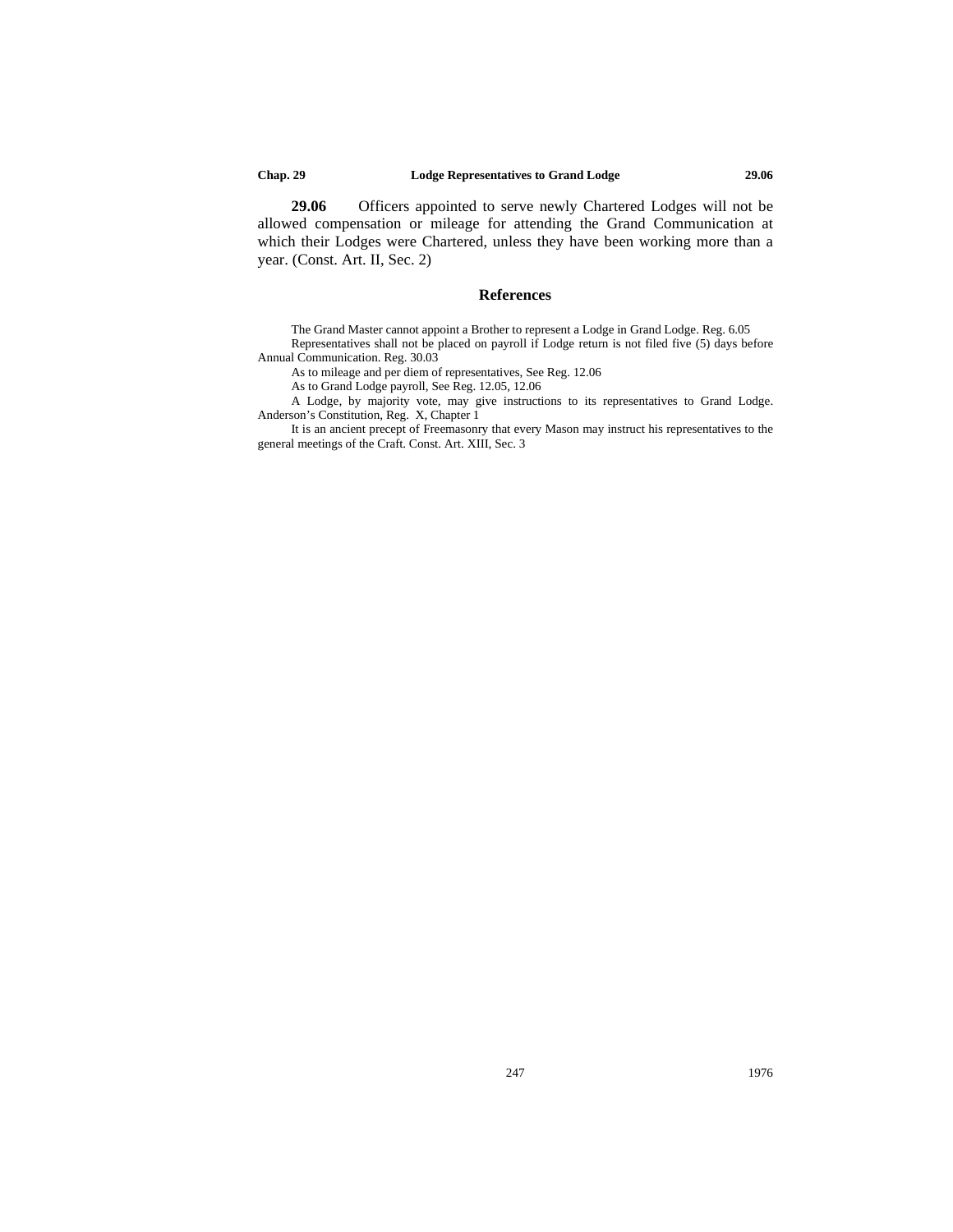**29.06** Officers appointed to serve newly Chartered Lodges will not be allowed compensation or mileage for attending the Grand Communication at which their Lodges were Chartered, unless they have been working more than a year. (Const. Art. II, Sec. 2)

## References

The Grand Master cannot appoint a Brother to represent a Lodge in Grand Lodge. Reg. 6.05

Representatives shall not be placed on payroll if Lodge return is not filed five (5) days before Annual Communication. Reg. 30.03

As to mileage and per diem of representatives, See Reg. 12.06

As to Grand Lodge payroll, See Reg. 12.05, 12.06

A Lodge, by majority vote, may give instructions to its representatives to Grand Lodge. Anderson's Constitution, Reg. X, Chapter 1

It is an ancient precept of Freemasonry that every Mason may instruct his representatives to the general meetings of the Craft. Const. Art. XIII, Sec. 3